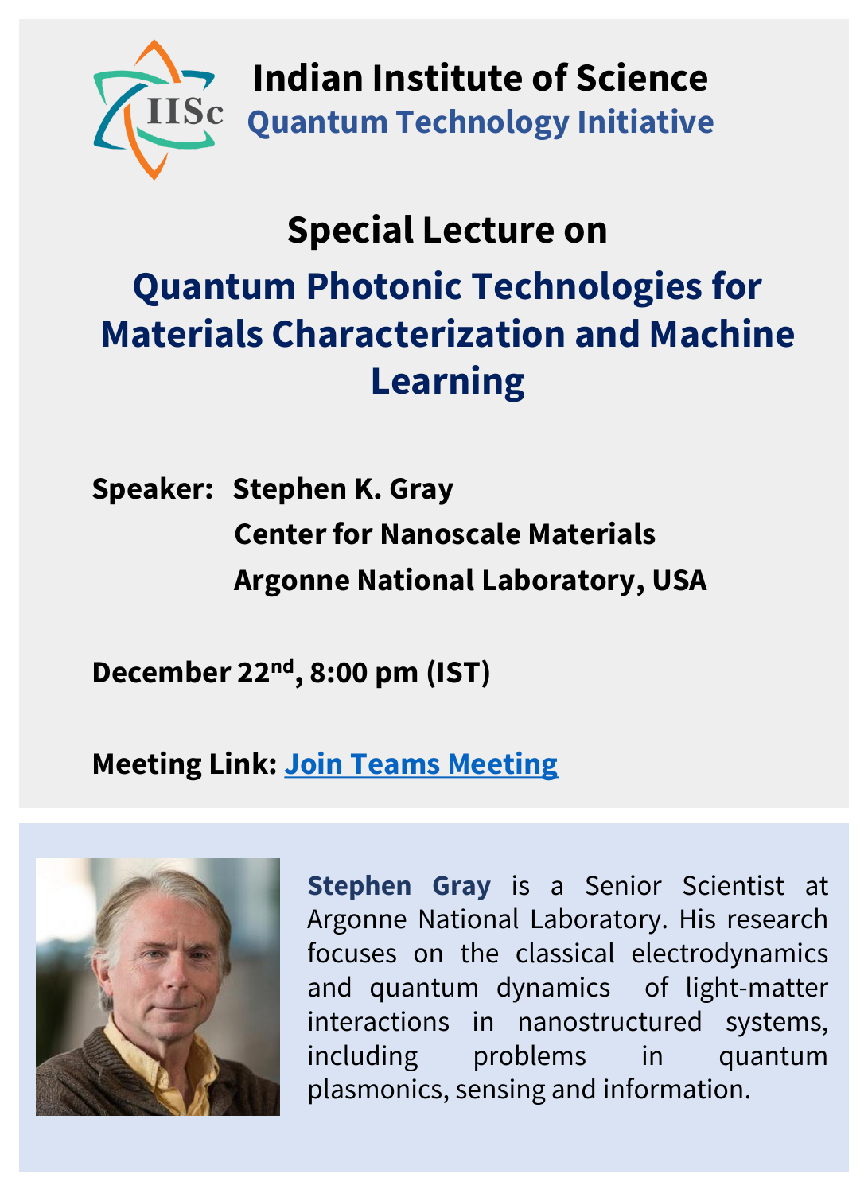# Indian Institute of Science

## Quantum Technology Initiative

### Special Lecture on

## Quantum Photonic Technologies for Materials Characterization and Machine Learning

**Speaker:** **Stephen K. Gray**
**Center for Nanoscale Materials**
**Argonne National Laboratory, USA**

**December 22nd, 8:00 pm (IST)**

**Meeting Link:** [Join Teams Meeting]

**Stephen Gray** is a Senior Scientist at Argonne National Laboratory. His research focuses on the classical electrodynamics and quantum dynamics of light-matter interactions in nanostructured systems, including problems in quantum plasmonics, sensing and information.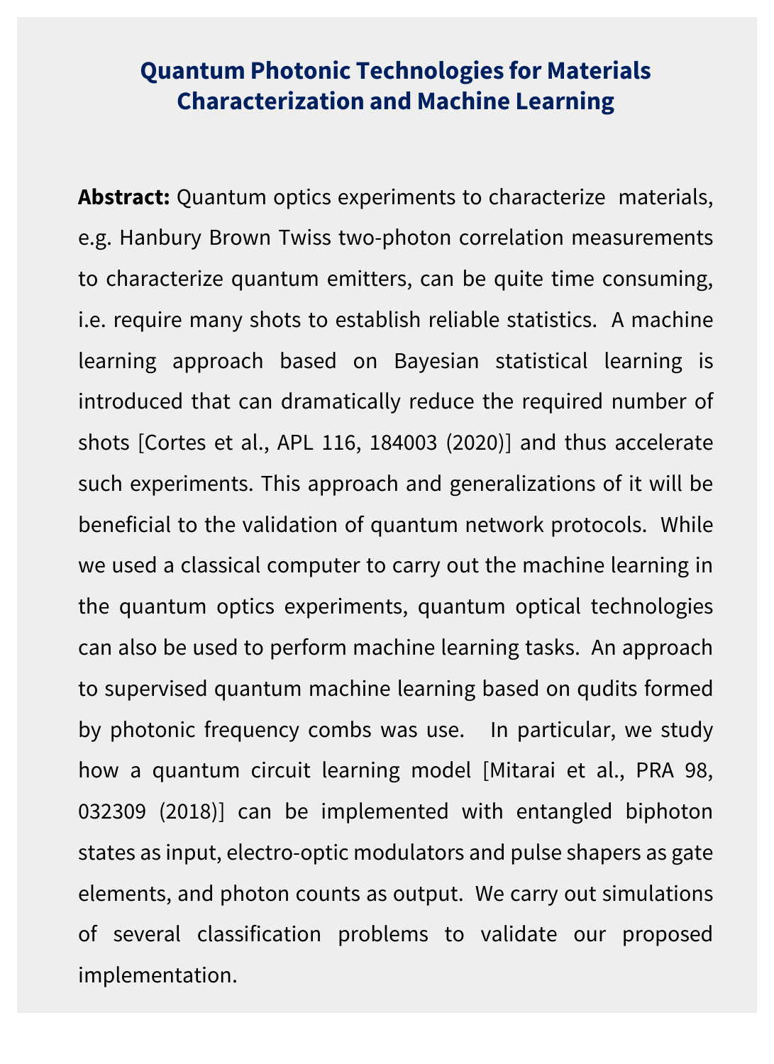# Quantum Photonic Technologies for Materials Characterization and Machine Learning

**Abstract:** Quantum optics experiments to characterize materials, e.g. Hanbury Brown Twiss two-photon correlation measurements to characterize quantum emitters, can be quite time consuming, i.e. require many shots to establish reliable statistics. A machine learning approach based on Bayesian statistical learning is introduced that can dramatically reduce the required number of shots [Cortes et al., APL 116, 184003 (2020)] and thus accelerate such experiments. This approach and generalizations of it will be beneficial to the validation of quantum network protocols. While we used a classical computer to carry out the machine learning in the quantum optics experiments, quantum optical technologies can also be used to perform machine learning tasks. An approach to supervised quantum machine learning based on qudits formed by photonic frequency combs was use. In particular, we study how a quantum circuit learning model [Mitarai et al., PRA 98, 032309 (2018)] can be implemented with entangled biphoton states as input, electro-optic modulators and pulse shapers as gate elements, and photon counts as output. We carry out simulations of several classification problems to validate our proposed implementation.